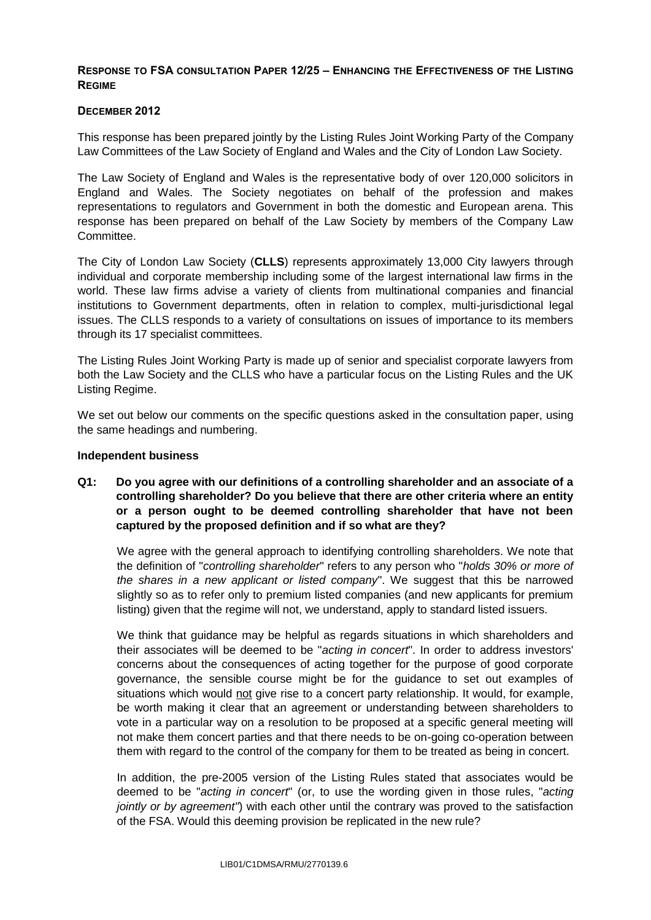## RESPONSE TO FSA CONSULTATION PAPER 12/25 – ENHANCING THE EFFECTIVENESS OF THE LISTING REGIME

**DECEMBER 2012**

This response has been prepared jointly by the Listing Rules Joint Working Party of the Company Law Committees of the Law Society of England and Wales and the City of London Law Society.

The Law Society of England and Wales is the representative body of over 120,000 solicitors in England and Wales. The Society negotiates on behalf of the profession and makes representations to regulators and Government in both the domestic and European arena. This response has been prepared on behalf of the Law Society by members of the Company Law Committee.

The City of London Law Society (**CLLS**) represents approximately 13,000 City lawyers through individual and corporate membership including some of the largest international law firms in the world. These law firms advise a variety of clients from multinational companies and financial institutions to Government departments, often in relation to complex, multi-jurisdictional legal issues. The CLLS responds to a variety of consultations on issues of importance to its members through its 17 specialist committees.

The Listing Rules Joint Working Party is made up of senior and specialist corporate lawyers from both the Law Society and the CLLS who have a particular focus on the Listing Rules and the UK Listing Regime.

We set out below our comments on the specific questions asked in the consultation paper, using the same headings and numbering.

### Independent business

**Q1: Do you agree with our definitions of a controlling shareholder and an associate of a controlling shareholder? Do you believe that there are other criteria where an entity or a person ought to be deemed controlling shareholder that have not been captured by the proposed definition and if so what are they?**

We agree with the general approach to identifying controlling shareholders. We note that the definition of "*controlling shareholder*" refers to any person who "*holds 30% or more of the shares in a new applicant or listed company*". We suggest that this be narrowed slightly so as to refer only to premium listed companies (and new applicants for premium listing) given that the regime will not, we understand, apply to standard listed issuers.

We think that guidance may be helpful as regards situations in which shareholders and their associates will be deemed to be "*acting in concert*". In order to address investors' concerns about the consequences of acting together for the purpose of good corporate governance, the sensible course might be for the guidance to set out examples of situations which would not give rise to a concert party relationship. It would, for example, be worth making it clear that an agreement or understanding between shareholders to vote in a particular way on a resolution to be proposed at a specific general meeting will not make them concert parties and that there needs to be on-going co-operation between them with regard to the control of the company for them to be treated as being in concert.

In addition, the pre-2005 version of the Listing Rules stated that associates would be deemed to be "*acting in concert*" (or, to use the wording given in those rules, "*acting jointly or by agreement"*) with each other until the contrary was proved to the satisfaction of the FSA. Would this deeming provision be replicated in the new rule?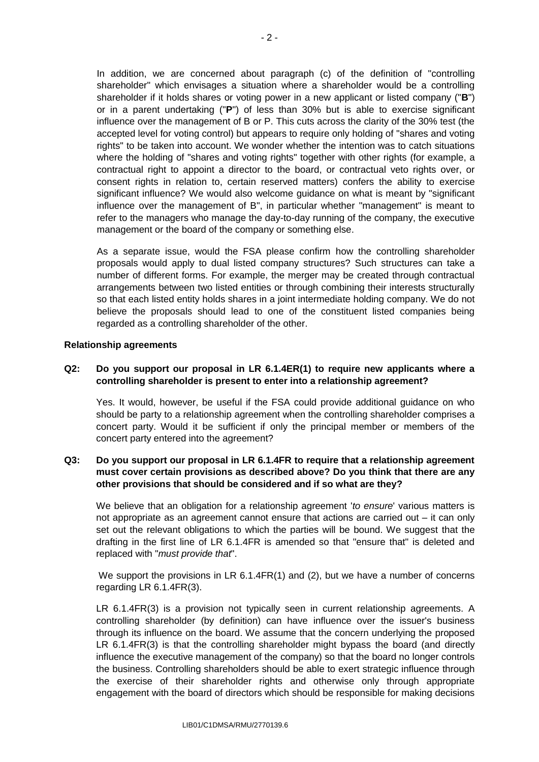In addition, we are concerned about paragraph (c) of the definition of "controlling shareholder" which envisages a situation where a shareholder would be a controlling shareholder if it holds shares or voting power in a new applicant or listed company ("**B**") or in a parent undertaking ("**P**") of less than 30% but is able to exercise significant influence over the management of B or P. This cuts across the clarity of the 30% test (the accepted level for voting control) but appears to require only holding of "shares and voting rights" to be taken into account. We wonder whether the intention was to catch situations where the holding of "shares and voting rights" together with other rights (for example, a contractual right to appoint a director to the board, or contractual veto rights over, or consent rights in relation to, certain reserved matters) confers the ability to exercise significant influence? We would also welcome guidance on what is meant by "significant influence over the management of B", in particular whether "management" is meant to refer to the managers who manage the day-to-day running of the company, the executive management or the board of the company or something else.

As a separate issue, would the FSA please confirm how the controlling shareholder proposals would apply to dual listed company structures? Such structures can take a number of different forms. For example, the merger may be created through contractual arrangements between two listed entities or through combining their interests structurally so that each listed entity holds shares in a joint intermediate holding company. We do not believe the proposals should lead to one of the constituent listed companies being regarded as a controlling shareholder of the other.

**Relationship agreements**

**Q2: Do you support our proposal in LR 6.1.4ER(1) to require new applicants where a controlling shareholder is present to enter into a relationship agreement?**

Yes. It would, however, be useful if the FSA could provide additional guidance on who should be party to a relationship agreement when the controlling shareholder comprises a concert party. Would it be sufficient if only the principal member or members of the concert party entered into the agreement?

**Q3: Do you support our proposal in LR 6.1.4FR to require that a relationship agreement must cover certain provisions as described above? Do you think that there are any other provisions that should be considered and if so what are they?**

We believe that an obligation for a relationship agreement '*to ensure*' various matters is not appropriate as an agreement cannot ensure that actions are carried out – it can only set out the relevant obligations to which the parties will be bound. We suggest that the drafting in the first line of LR 6.1.4FR is amended so that "ensure that" is deleted and replaced with "*must provide that*".

We support the provisions in LR 6.1.4FR(1) and (2), but we have a number of concerns regarding LR 6.1.4FR(3).

LR 6.1.4FR(3) is a provision not typically seen in current relationship agreements. A controlling shareholder (by definition) can have influence over the issuer's business through its influence on the board. We assume that the concern underlying the proposed LR 6.1.4FR(3) is that the controlling shareholder might bypass the board (and directly influence the executive management of the company) so that the board no longer controls the business. Controlling shareholders should be able to exert strategic influence through the exercise of their shareholder rights and otherwise only through appropriate engagement with the board of directors which should be responsible for making decisions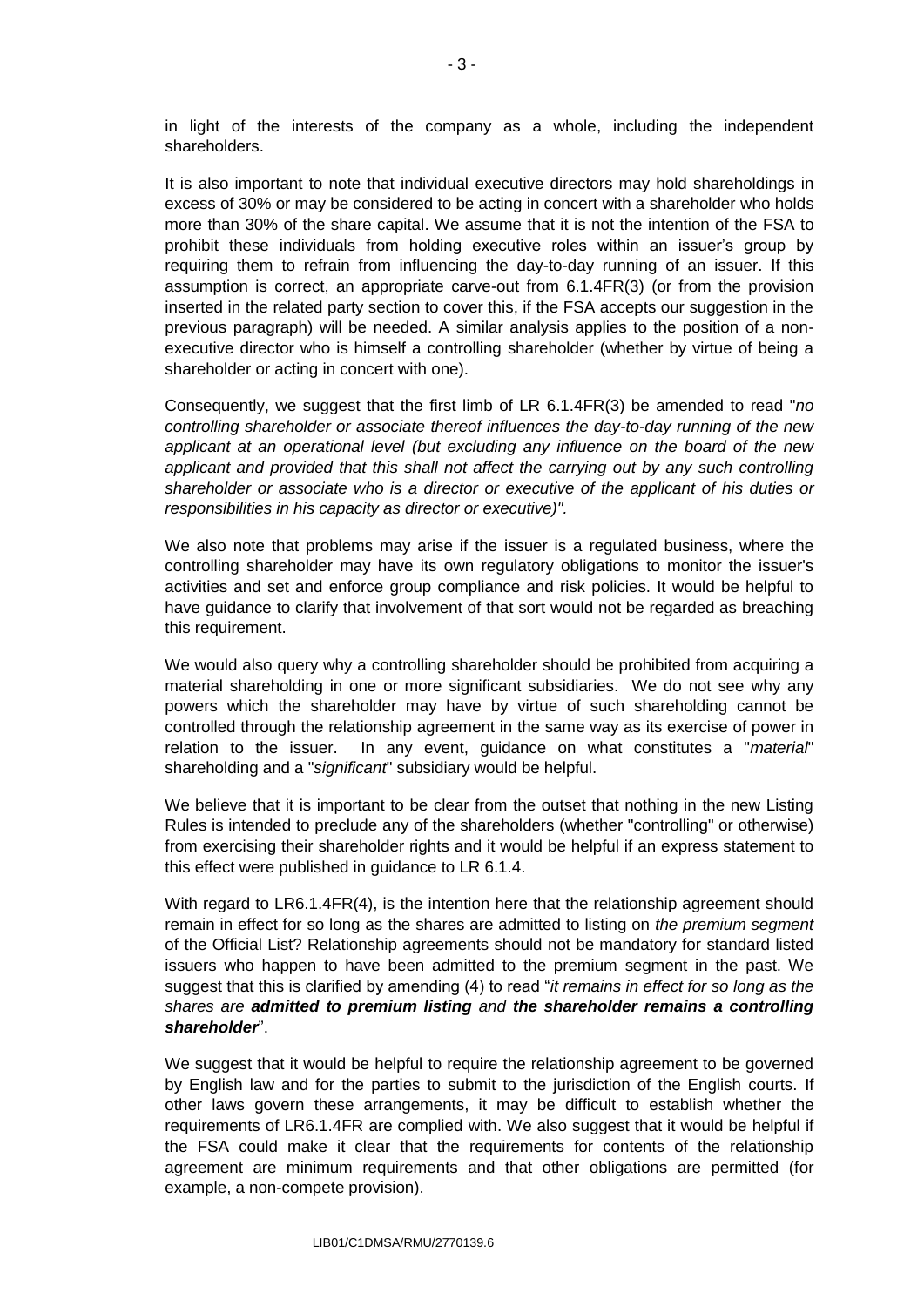in light of the interests of the company as a whole, including the independent shareholders.

It is also important to note that individual executive directors may hold shareholdings in excess of 30% or may be considered to be acting in concert with a shareholder who holds more than 30% of the share capital. We assume that it is not the intention of the FSA to prohibit these individuals from holding executive roles within an issuer's group by requiring them to refrain from influencing the day-to-day running of an issuer. If this assumption is correct, an appropriate carve-out from 6.1.4FR(3) (or from the provision inserted in the related party section to cover this, if the FSA accepts our suggestion in the previous paragraph) will be needed. A similar analysis applies to the position of a non-executive director who is himself a controlling shareholder (whether by virtue of being a shareholder or acting in concert with one).

Consequently, we suggest that the first limb of LR 6.1.4FR(3) be amended to read "*no controlling shareholder or associate thereof influences the day-to-day running of the new applicant at an operational level (but excluding any influence on the board of the new applicant and provided that this shall not affect the carrying out by any such controlling shareholder or associate who is a director or executive of the applicant of his duties or responsibilities in his capacity as director or executive)".*

We also note that problems may arise if the issuer is a regulated business, where the controlling shareholder may have its own regulatory obligations to monitor the issuer's activities and set and enforce group compliance and risk policies. It would be helpful to have guidance to clarify that involvement of that sort would not be regarded as breaching this requirement.

We would also query why a controlling shareholder should be prohibited from acquiring a material shareholding in one or more significant subsidiaries. We do not see why any powers which the shareholder may have by virtue of such shareholding cannot be controlled through the relationship agreement in the same way as its exercise of power in relation to the issuer. In any event, guidance on what constitutes a "*material*" shareholding and a "*significant*" subsidiary would be helpful.

We believe that it is important to be clear from the outset that nothing in the new Listing Rules is intended to preclude any of the shareholders (whether "controlling" or otherwise) from exercising their shareholder rights and it would be helpful if an express statement to this effect were published in guidance to LR 6.1.4.

With regard to LR6.1.4FR(4), is the intention here that the relationship agreement should remain in effect for so long as the shares are admitted to listing on *the premium segment* of the Official List? Relationship agreements should not be mandatory for standard listed issuers who happen to have been admitted to the premium segment in the past. We suggest that this is clarified by amending (4) to read "*it remains in effect for so long as the shares are **admitted to premium listing** and **the shareholder remains a controlling shareholder***".

We suggest that it would be helpful to require the relationship agreement to be governed by English law and for the parties to submit to the jurisdiction of the English courts. If other laws govern these arrangements, it may be difficult to establish whether the requirements of LR6.1.4FR are complied with. We also suggest that it would be helpful if the FSA could make it clear that the requirements for contents of the relationship agreement are minimum requirements and that other obligations are permitted (for example, a non-compete provision).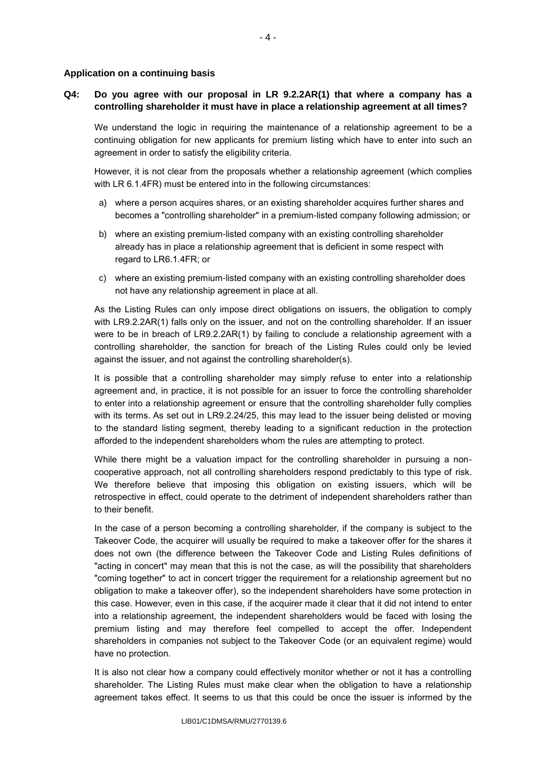**Application on a continuing basis**

**Q4: Do you agree with our proposal in LR 9.2.2AR(1) that where a company has a controlling shareholder it must have in place a relationship agreement at all times?**

We understand the logic in requiring the maintenance of a relationship agreement to be a continuing obligation for new applicants for premium listing which have to enter into such an agreement in order to satisfy the eligibility criteria.

However, it is not clear from the proposals whether a relationship agreement (which complies with LR 6.1.4FR) must be entered into in the following circumstances:

a) where a person acquires shares, or an existing shareholder acquires further shares and becomes a "controlling shareholder" in a premium-listed company following admission; or

b) where an existing premium-listed company with an existing controlling shareholder already has in place a relationship agreement that is deficient in some respect with regard to LR6.1.4FR; or

c) where an existing premium-listed company with an existing controlling shareholder does not have any relationship agreement in place at all.

As the Listing Rules can only impose direct obligations on issuers, the obligation to comply with LR9.2.2AR(1) falls only on the issuer, and not on the controlling shareholder. If an issuer were to be in breach of LR9.2.2AR(1) by failing to conclude a relationship agreement with a controlling shareholder, the sanction for breach of the Listing Rules could only be levied against the issuer, and not against the controlling shareholder(s).

It is possible that a controlling shareholder may simply refuse to enter into a relationship agreement and, in practice, it is not possible for an issuer to force the controlling shareholder to enter into a relationship agreement or ensure that the controlling shareholder fully complies with its terms. As set out in LR9.2.24/25, this may lead to the issuer being delisted or moving to the standard listing segment, thereby leading to a significant reduction in the protection afforded to the independent shareholders whom the rules are attempting to protect.

While there might be a valuation impact for the controlling shareholder in pursuing a non-cooperative approach, not all controlling shareholders respond predictably to this type of risk. We therefore believe that imposing this obligation on existing issuers, which will be retrospective in effect, could operate to the detriment of independent shareholders rather than to their benefit.

In the case of a person becoming a controlling shareholder, if the company is subject to the Takeover Code, the acquirer will usually be required to make a takeover offer for the shares it does not own (the difference between the Takeover Code and Listing Rules definitions of "acting in concert" may mean that this is not the case, as will the possibility that shareholders "coming together" to act in concert trigger the requirement for a relationship agreement but no obligation to make a takeover offer), so the independent shareholders have some protection in this case. However, even in this case, if the acquirer made it clear that it did not intend to enter into a relationship agreement, the independent shareholders would be faced with losing the premium listing and may therefore feel compelled to accept the offer. Independent shareholders in companies not subject to the Takeover Code (or an equivalent regime) would have no protection.

It is also not clear how a company could effectively monitor whether or not it has a controlling shareholder. The Listing Rules must make clear when the obligation to have a relationship agreement takes effect. It seems to us that this could be once the issuer is informed by the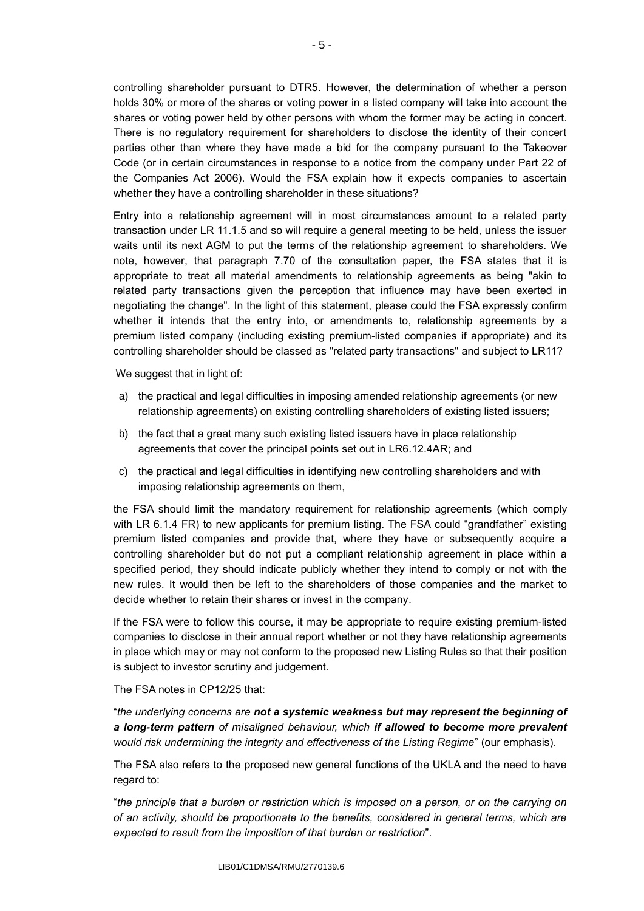controlling shareholder pursuant to DTR5. However, the determination of whether a person holds 30% or more of the shares or voting power in a listed company will take into account the shares or voting power held by other persons with whom the former may be acting in concert. There is no regulatory requirement for shareholders to disclose the identity of their concert parties other than where they have made a bid for the company pursuant to the Takeover Code (or in certain circumstances in response to a notice from the company under Part 22 of the Companies Act 2006). Would the FSA explain how it expects companies to ascertain whether they have a controlling shareholder in these situations?

Entry into a relationship agreement will in most circumstances amount to a related party transaction under LR 11.1.5 and so will require a general meeting to be held, unless the issuer waits until its next AGM to put the terms of the relationship agreement to shareholders. We note, however, that paragraph 7.70 of the consultation paper, the FSA states that it is appropriate to treat all material amendments to relationship agreements as being "akin to related party transactions given the perception that influence may have been exerted in negotiating the change". In the light of this statement, please could the FSA expressly confirm whether it intends that the entry into, or amendments to, relationship agreements by a premium listed company (including existing premium-listed companies if appropriate) and its controlling shareholder should be classed as "related party transactions" and subject to LR11?

We suggest that in light of:

a) the practical and legal difficulties in imposing amended relationship agreements (or new relationship agreements) on existing controlling shareholders of existing listed issuers;
b) the fact that a great many such existing listed issuers have in place relationship agreements that cover the principal points set out in LR6.12.4AR; and
c) the practical and legal difficulties in identifying new controlling shareholders and with imposing relationship agreements on them,

the FSA should limit the mandatory requirement for relationship agreements (which comply with LR 6.1.4 FR) to new applicants for premium listing. The FSA could "grandfather" existing premium listed companies and provide that, where they have or subsequently acquire a controlling shareholder but do not put a compliant relationship agreement in place within a specified period, they should indicate publicly whether they intend to comply or not with the new rules. It would then be left to the shareholders of those companies and the market to decide whether to retain their shares or invest in the company.

If the FSA were to follow this course, it may be appropriate to require existing premium-listed companies to disclose in their annual report whether or not they have relationship agreements in place which may or may not conform to the proposed new Listing Rules so that their position is subject to investor scrutiny and judgement.

The FSA notes in CP12/25 that:

"*the underlying concerns are* ***not a systemic weakness but may represent the beginning of a long-term pattern*** *of misaligned behaviour, which* ***if allowed to become more prevalent*** *would risk undermining the integrity and effectiveness of the Listing Regime*" (our emphasis).

The FSA also refers to the proposed new general functions of the UKLA and the need to have regard to:

"*the principle that a burden or restriction which is imposed on a person, or on the carrying on of an activity, should be proportionate to the benefits, considered in general terms, which are expected to result from the imposition of that burden or restriction*".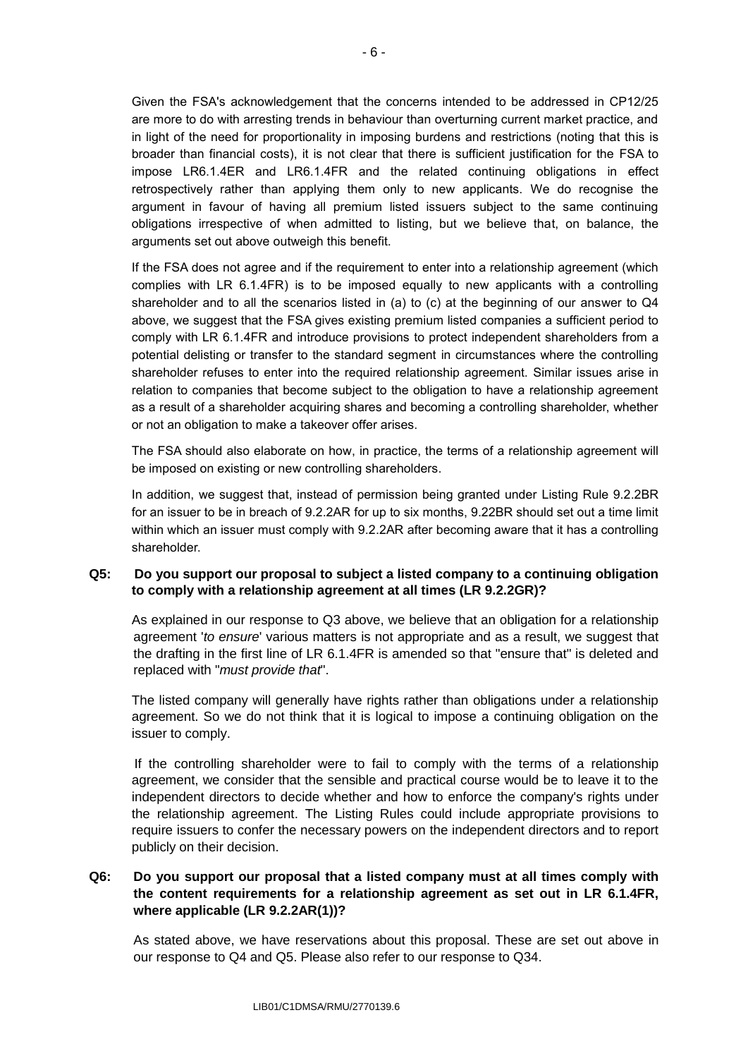Given the FSA's acknowledgement that the concerns intended to be addressed in CP12/25 are more to do with arresting trends in behaviour than overturning current market practice, and in light of the need for proportionality in imposing burdens and restrictions (noting that this is broader than financial costs), it is not clear that there is sufficient justification for the FSA to impose LR6.1.4ER and LR6.1.4FR and the related continuing obligations in effect retrospectively rather than applying them only to new applicants. We do recognise the argument in favour of having all premium listed issuers subject to the same continuing obligations irrespective of when admitted to listing, but we believe that, on balance, the arguments set out above outweigh this benefit.

If the FSA does not agree and if the requirement to enter into a relationship agreement (which complies with LR 6.1.4FR) is to be imposed equally to new applicants with a controlling shareholder and to all the scenarios listed in (a) to (c) at the beginning of our answer to Q4 above, we suggest that the FSA gives existing premium listed companies a sufficient period to comply with LR 6.1.4FR and introduce provisions to protect independent shareholders from a potential delisting or transfer to the standard segment in circumstances where the controlling shareholder refuses to enter into the required relationship agreement. Similar issues arise in relation to companies that become subject to the obligation to have a relationship agreement as a result of a shareholder acquiring shares and becoming a controlling shareholder, whether or not an obligation to make a takeover offer arises.

The FSA should also elaborate on how, in practice, the terms of a relationship agreement will be imposed on existing or new controlling shareholders.

In addition, we suggest that, instead of permission being granted under Listing Rule 9.2.2BR for an issuer to be in breach of 9.2.2AR for up to six months, 9.22BR should set out a time limit within which an issuer must comply with 9.2.2AR after becoming aware that it has a controlling shareholder.

**Q5: Do you support our proposal to subject a listed company to a continuing obligation to comply with a relationship agreement at all times (LR 9.2.2GR)?**

As explained in our response to Q3 above, we believe that an obligation for a relationship agreement '*to ensure*' various matters is not appropriate and as a result, we suggest that the drafting in the first line of LR 6.1.4FR is amended so that "ensure that" is deleted and replaced with "*must provide that*".

The listed company will generally have rights rather than obligations under a relationship agreement. So we do not think that it is logical to impose a continuing obligation on the issuer to comply.

If the controlling shareholder were to fail to comply with the terms of a relationship agreement, we consider that the sensible and practical course would be to leave it to the independent directors to decide whether and how to enforce the company's rights under the relationship agreement. The Listing Rules could include appropriate provisions to require issuers to confer the necessary powers on the independent directors and to report publicly on their decision.

**Q6: Do you support our proposal that a listed company must at all times comply with the content requirements for a relationship agreement as set out in LR 6.1.4FR, where applicable (LR 9.2.2AR(1))?**

As stated above, we have reservations about this proposal. These are set out above in our response to Q4 and Q5. Please also refer to our response to Q34.

LIB01/C1DMSA/RMU/2770139.6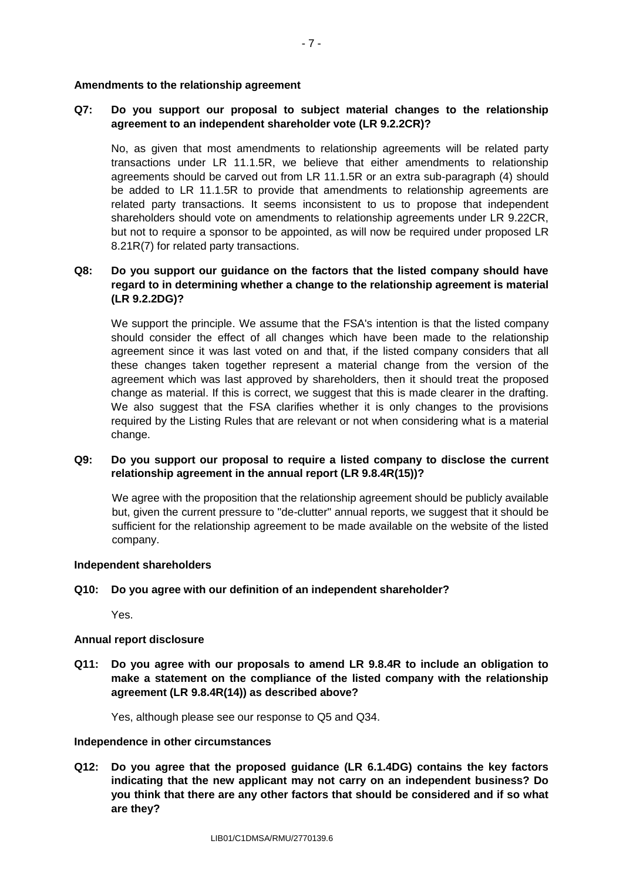**Amendments to the relationship agreement**

**Q7: Do you support our proposal to subject material changes to the relationship agreement to an independent shareholder vote (LR 9.2.2CR)?**

No, as given that most amendments to relationship agreements will be related party transactions under LR 11.1.5R, we believe that either amendments to relationship agreements should be carved out from LR 11.1.5R or an extra sub-paragraph (4) should be added to LR 11.1.5R to provide that amendments to relationship agreements are related party transactions. It seems inconsistent to us to propose that independent shareholders should vote on amendments to relationship agreements under LR 9.22CR, but not to require a sponsor to be appointed, as will now be required under proposed LR 8.21R(7) for related party transactions.

**Q8: Do you support our guidance on the factors that the listed company should have regard to in determining whether a change to the relationship agreement is material (LR 9.2.2DG)?**

We support the principle. We assume that the FSA's intention is that the listed company should consider the effect of all changes which have been made to the relationship agreement since it was last voted on and that, if the listed company considers that all these changes taken together represent a material change from the version of the agreement which was last approved by shareholders, then it should treat the proposed change as material. If this is correct, we suggest that this is made clearer in the drafting. We also suggest that the FSA clarifies whether it is only changes to the provisions required by the Listing Rules that are relevant or not when considering what is a material change.

**Q9: Do you support our proposal to require a listed company to disclose the current relationship agreement in the annual report (LR 9.8.4R(15))?**

We agree with the proposition that the relationship agreement should be publicly available but, given the current pressure to "de-clutter" annual reports, we suggest that it should be sufficient for the relationship agreement to be made available on the website of the listed company.

**Independent shareholders**

**Q10: Do you agree with our definition of an independent shareholder?**

Yes.

**Annual report disclosure**

**Q11: Do you agree with our proposals to amend LR 9.8.4R to include an obligation to make a statement on the compliance of the listed company with the relationship agreement (LR 9.8.4R(14)) as described above?**

Yes, although please see our response to Q5 and Q34.

**Independence in other circumstances**

**Q12: Do you agree that the proposed guidance (LR 6.1.4DG) contains the key factors indicating that the new applicant may not carry on an independent business? Do you think that there are any other factors that should be considered and if so what are they?**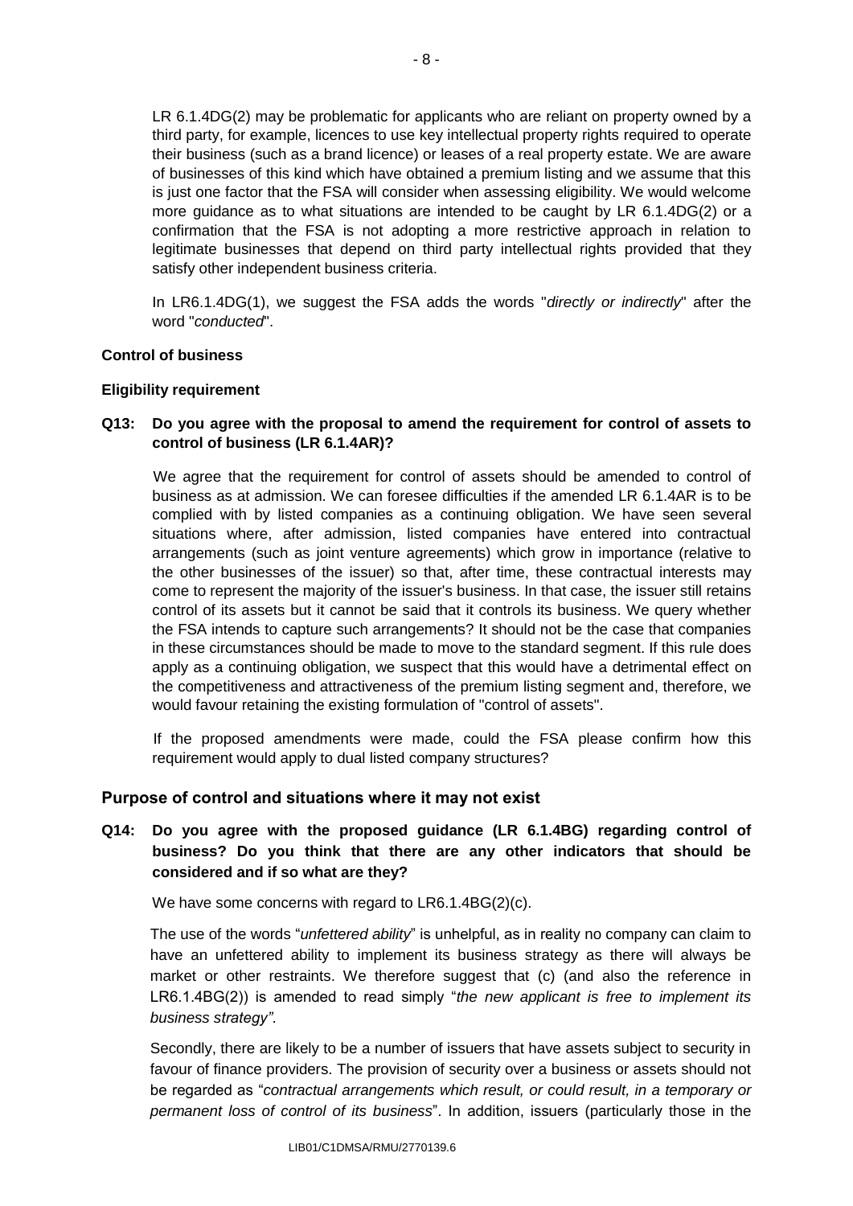LR 6.1.4DG(2) may be problematic for applicants who are reliant on property owned by a third party, for example, licences to use key intellectual property rights required to operate their business (such as a brand licence) or leases of a real property estate. We are aware of businesses of this kind which have obtained a premium listing and we assume that this is just one factor that the FSA will consider when assessing eligibility. We would welcome more guidance as to what situations are intended to be caught by LR 6.1.4DG(2) or a confirmation that the FSA is not adopting a more restrictive approach in relation to legitimate businesses that depend on third party intellectual rights provided that they satisfy other independent business criteria.

In LR6.1.4DG(1), we suggest the FSA adds the words "*directly or indirectly*" after the word "*conducted*".

**Control of business**

**Eligibility requirement**

**Q13: Do you agree with the proposal to amend the requirement for control of assets to control of business (LR 6.1.4AR)?**

We agree that the requirement for control of assets should be amended to control of business as at admission. We can foresee difficulties if the amended LR 6.1.4AR is to be complied with by listed companies as a continuing obligation. We have seen several situations where, after admission, listed companies have entered into contractual arrangements (such as joint venture agreements) which grow in importance (relative to the other businesses of the issuer) so that, after time, these contractual interests may come to represent the majority of the issuer's business. In that case, the issuer still retains control of its assets but it cannot be said that it controls its business. We query whether the FSA intends to capture such arrangements? It should not be the case that companies in these circumstances should be made to move to the standard segment. If this rule does apply as a continuing obligation, we suspect that this would have a detrimental effect on the competitiveness and attractiveness of the premium listing segment and, therefore, we would favour retaining the existing formulation of "control of assets".

If the proposed amendments were made, could the FSA please confirm how this requirement would apply to dual listed company structures?

## Purpose of control and situations where it may not exist

**Q14: Do you agree with the proposed guidance (LR 6.1.4BG) regarding control of business? Do you think that there are any other indicators that should be considered and if so what are they?**

We have some concerns with regard to LR6.1.4BG(2)(c).

The use of the words "*unfettered ability*" is unhelpful, as in reality no company can claim to have an unfettered ability to implement its business strategy as there will always be market or other restraints. We therefore suggest that (c) (and also the reference in LR6.1.4BG(2)) is amended to read simply "*the new applicant is free to implement its business strategy"*.

Secondly, there are likely to be a number of issuers that have assets subject to security in favour of finance providers. The provision of security over a business or assets should not be regarded as "*contractual arrangements which result, or could result, in a temporary or permanent loss of control of its business*". In addition, issuers (particularly those in the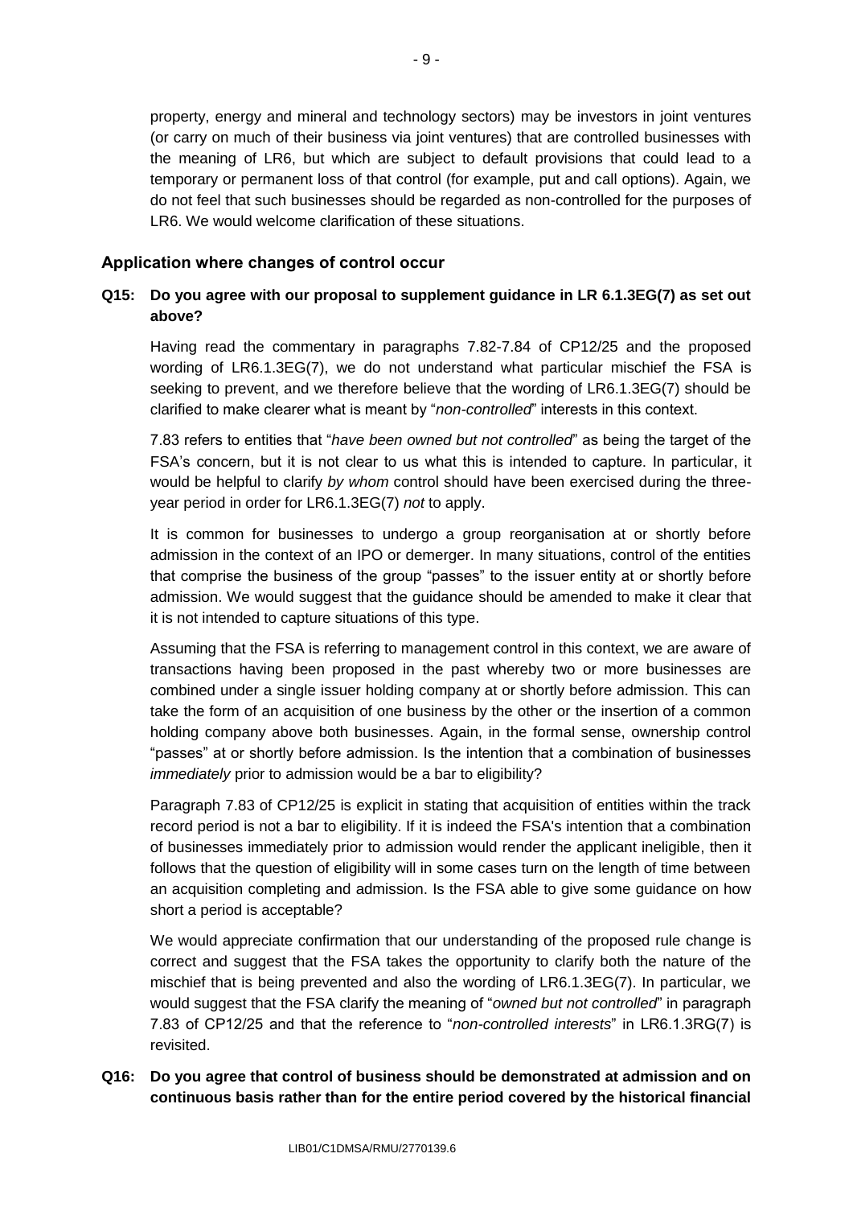property, energy and mineral and technology sectors) may be investors in joint ventures (or carry on much of their business via joint ventures) that are controlled businesses with the meaning of LR6, but which are subject to default provisions that could lead to a temporary or permanent loss of that control (for example, put and call options). Again, we do not feel that such businesses should be regarded as non-controlled for the purposes of LR6. We would welcome clarification of these situations.

## Application where changes of control occur

**Q15: Do you agree with our proposal to supplement guidance in LR 6.1.3EG(7) as set out above?**

Having read the commentary in paragraphs 7.82-7.84 of CP12/25 and the proposed wording of LR6.1.3EG(7), we do not understand what particular mischief the FSA is seeking to prevent, and we therefore believe that the wording of LR6.1.3EG(7) should be clarified to make clearer what is meant by "*non-controlled*" interests in this context.

7.83 refers to entities that "*have been owned but not controlled*" as being the target of the FSA's concern, but it is not clear to us what this is intended to capture. In particular, it would be helpful to clarify *by whom* control should have been exercised during the three-year period in order for LR6.1.3EG(7) *not* to apply.

It is common for businesses to undergo a group reorganisation at or shortly before admission in the context of an IPO or demerger. In many situations, control of the entities that comprise the business of the group "passes" to the issuer entity at or shortly before admission. We would suggest that the guidance should be amended to make it clear that it is not intended to capture situations of this type.

Assuming that the FSA is referring to management control in this context, we are aware of transactions having been proposed in the past whereby two or more businesses are combined under a single issuer holding company at or shortly before admission. This can take the form of an acquisition of one business by the other or the insertion of a common holding company above both businesses. Again, in the formal sense, ownership control "passes" at or shortly before admission. Is the intention that a combination of businesses *immediately* prior to admission would be a bar to eligibility?

Paragraph 7.83 of CP12/25 is explicit in stating that acquisition of entities within the track record period is not a bar to eligibility. If it is indeed the FSA's intention that a combination of businesses immediately prior to admission would render the applicant ineligible, then it follows that the question of eligibility will in some cases turn on the length of time between an acquisition completing and admission. Is the FSA able to give some guidance on how short a period is acceptable?

We would appreciate confirmation that our understanding of the proposed rule change is correct and suggest that the FSA takes the opportunity to clarify both the nature of the mischief that is being prevented and also the wording of LR6.1.3EG(7). In particular, we would suggest that the FSA clarify the meaning of "*owned but not controlled*" in paragraph 7.83 of CP12/25 and that the reference to "*non-controlled interests*" in LR6.1.3RG(7) is revisited.

**Q16: Do you agree that control of business should be demonstrated at admission and on continuous basis rather than for the entire period covered by the historical financial**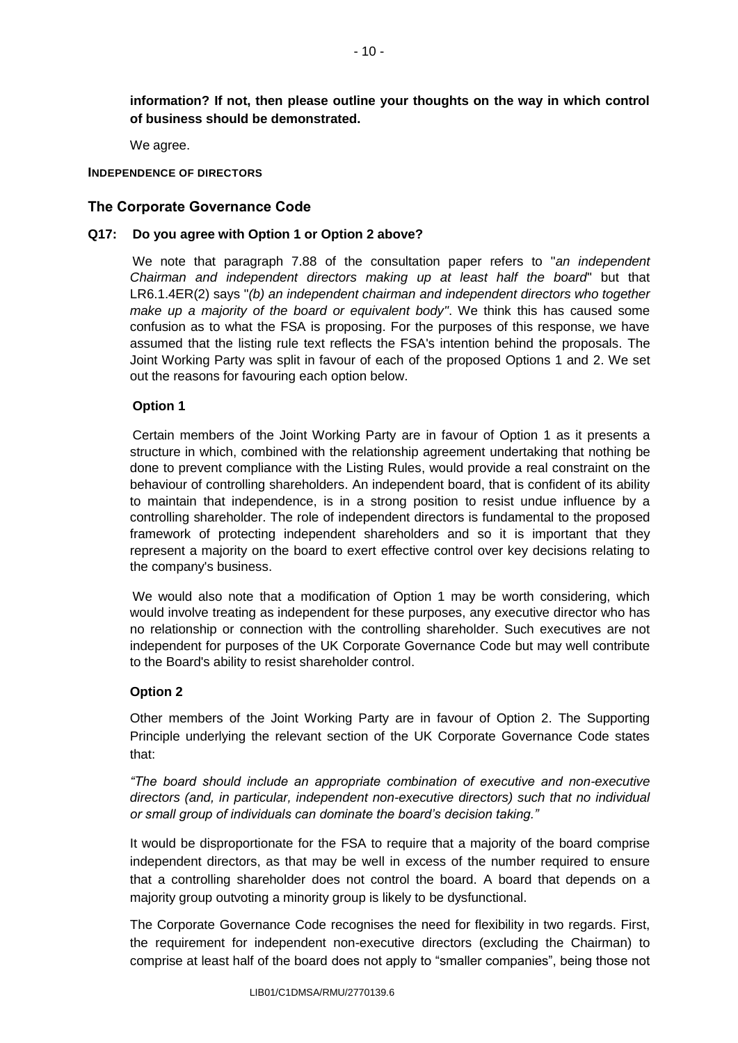**information? If not, then please outline your thoughts on the way in which control of business should be demonstrated.**

We agree.

**INDEPENDENCE OF DIRECTORS**

### The Corporate Governance Code

**Q17: Do you agree with Option 1 or Option 2 above?**

We note that paragraph 7.88 of the consultation paper refers to "*an independent Chairman and independent directors making up at least half the board*" but that LR6.1.4ER(2) says "*(b) an independent chairman and independent directors who together make up a majority of the board or equivalent body"*. We think this has caused some confusion as to what the FSA is proposing. For the purposes of this response, we have assumed that the listing rule text reflects the FSA's intention behind the proposals. The Joint Working Party was split in favour of each of the proposed Options 1 and 2. We set out the reasons for favouring each option below.

**Option 1**

Certain members of the Joint Working Party are in favour of Option 1 as it presents a structure in which, combined with the relationship agreement undertaking that nothing be done to prevent compliance with the Listing Rules, would provide a real constraint on the behaviour of controlling shareholders. An independent board, that is confident of its ability to maintain that independence, is in a strong position to resist undue influence by a controlling shareholder. The role of independent directors is fundamental to the proposed framework of protecting independent shareholders and so it is important that they represent a majority on the board to exert effective control over key decisions relating to the company's business.

We would also note that a modification of Option 1 may be worth considering, which would involve treating as independent for these purposes, any executive director who has no relationship or connection with the controlling shareholder. Such executives are not independent for purposes of the UK Corporate Governance Code but may well contribute to the Board's ability to resist shareholder control.

**Option 2**

Other members of the Joint Working Party are in favour of Option 2. The Supporting Principle underlying the relevant section of the UK Corporate Governance Code states that:

*"The board should include an appropriate combination of executive and non-executive directors (and, in particular, independent non-executive directors) such that no individual or small group of individuals can dominate the board's decision taking."*

It would be disproportionate for the FSA to require that a majority of the board comprise independent directors, as that may be well in excess of the number required to ensure that a controlling shareholder does not control the board. A board that depends on a majority group outvoting a minority group is likely to be dysfunctional.

The Corporate Governance Code recognises the need for flexibility in two regards. First, the requirement for independent non-executive directors (excluding the Chairman) to comprise at least half of the board does not apply to "smaller companies", being those not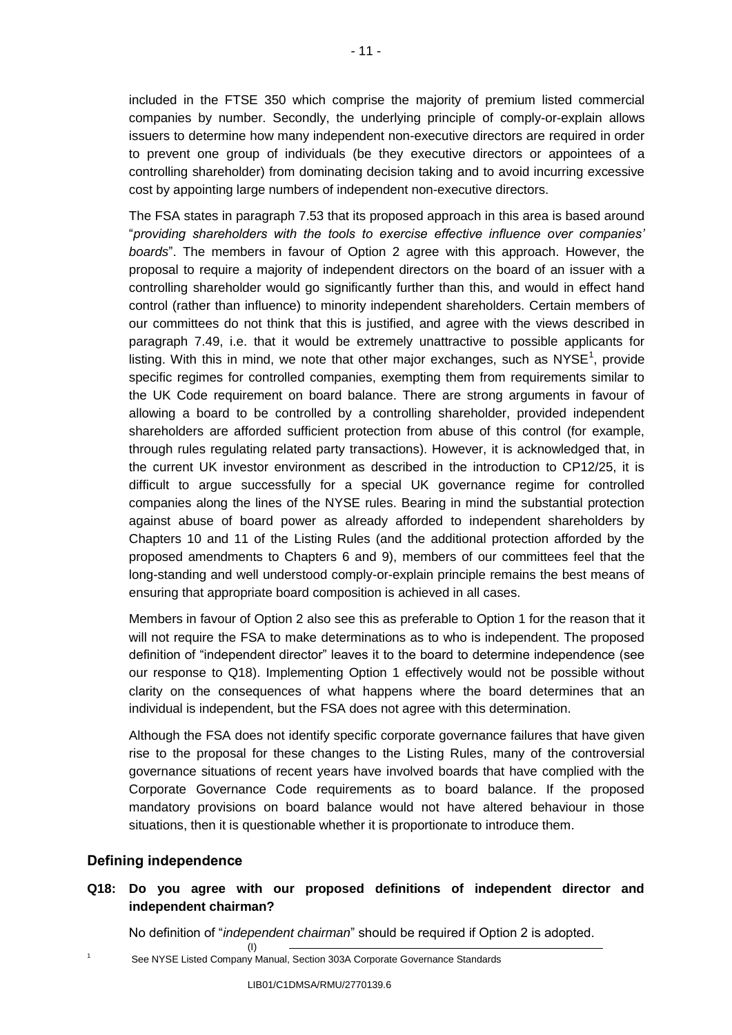included in the FTSE 350 which comprise the majority of premium listed commercial companies by number. Secondly, the underlying principle of comply-or-explain allows issuers to determine how many independent non-executive directors are required in order to prevent one group of individuals (be they executive directors or appointees of a controlling shareholder) from dominating decision taking and to avoid incurring excessive cost by appointing large numbers of independent non-executive directors.

The FSA states in paragraph 7.53 that its proposed approach in this area is based around "*providing shareholders with the tools to exercise effective influence over companies' boards*". The members in favour of Option 2 agree with this approach. However, the proposal to require a majority of independent directors on the board of an issuer with a controlling shareholder would go significantly further than this, and would in effect hand control (rather than influence) to minority independent shareholders. Certain members of our committees do not think that this is justified, and agree with the views described in paragraph 7.49, i.e. that it would be extremely unattractive to possible applicants for listing. With this in mind, we note that other major exchanges, such as NYSE[1], provide specific regimes for controlled companies, exempting them from requirements similar to the UK Code requirement on board balance. There are strong arguments in favour of allowing a board to be controlled by a controlling shareholder, provided independent shareholders are afforded sufficient protection from abuse of this control (for example, through rules regulating related party transactions). However, it is acknowledged that, in the current UK investor environment as described in the introduction to CP12/25, it is difficult to argue successfully for a special UK governance regime for controlled companies along the lines of the NYSE rules. Bearing in mind the substantial protection against abuse of board power as already afforded to independent shareholders by Chapters 10 and 11 of the Listing Rules (and the additional protection afforded by the proposed amendments to Chapters 6 and 9), members of our committees feel that the long-standing and well understood comply-or-explain principle remains the best means of ensuring that appropriate board composition is achieved in all cases.

Members in favour of Option 2 also see this as preferable to Option 1 for the reason that it will not require the FSA to make determinations as to who is independent. The proposed definition of "independent director" leaves it to the board to determine independence (see our response to Q18). Implementing Option 1 effectively would not be possible without clarity on the consequences of what happens where the board determines that an individual is independent, but the FSA does not agree with this determination.

Although the FSA does not identify specific corporate governance failures that have given rise to the proposal for these changes to the Listing Rules, many of the controversial governance situations of recent years have involved boards that have complied with the Corporate Governance Code requirements as to board balance. If the proposed mandatory provisions on board balance would not have altered behaviour in those situations, then it is questionable whether it is proportionate to introduce them.

## Defining independence

**Q18: Do you agree with our proposed definitions of independent director and independent chairman?**

No definition of "*independent chairman*" should be required if Option 2 is adopted.

[1] See NYSE Listed Company Manual, Section 303A Corporate Governance Standards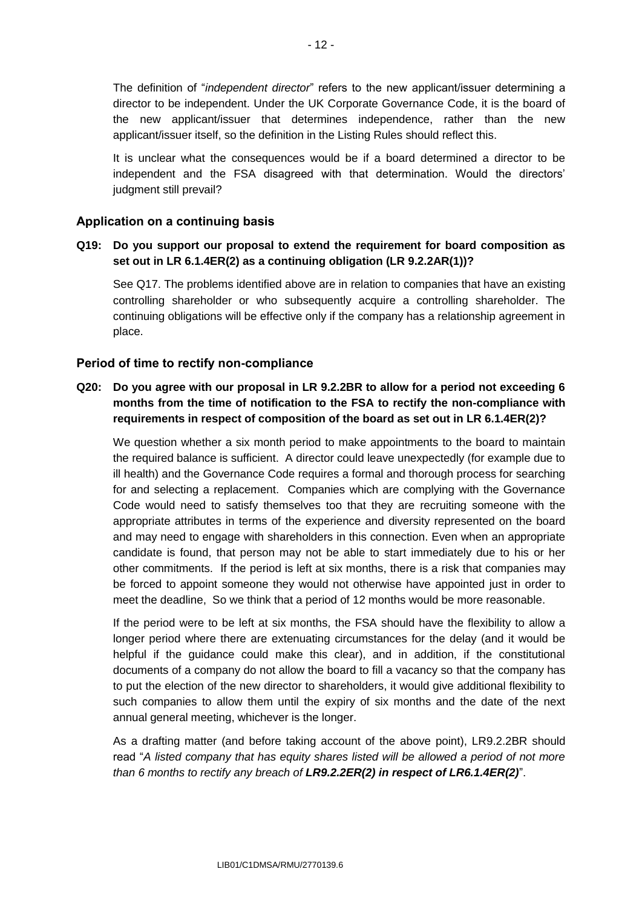The definition of "*independent director*" refers to the new applicant/issuer determining a director to be independent. Under the UK Corporate Governance Code, it is the board of the new applicant/issuer that determines independence, rather than the new applicant/issuer itself, so the definition in the Listing Rules should reflect this.

It is unclear what the consequences would be if a board determined a director to be independent and the FSA disagreed with that determination. Would the directors' judgment still prevail?

## Application on a continuing basis

**Q19: Do you support our proposal to extend the requirement for board composition as set out in LR 6.1.4ER(2) as a continuing obligation (LR 9.2.2AR(1))?**

See Q17. The problems identified above are in relation to companies that have an existing controlling shareholder or who subsequently acquire a controlling shareholder. The continuing obligations will be effective only if the company has a relationship agreement in place.

## Period of time to rectify non-compliance

**Q20: Do you agree with our proposal in LR 9.2.2BR to allow for a period not exceeding 6 months from the time of notification to the FSA to rectify the non-compliance with requirements in respect of composition of the board as set out in LR 6.1.4ER(2)?**

We question whether a six month period to make appointments to the board to maintain the required balance is sufficient. A director could leave unexpectedly (for example due to ill health) and the Governance Code requires a formal and thorough process for searching for and selecting a replacement. Companies which are complying with the Governance Code would need to satisfy themselves too that they are recruiting someone with the appropriate attributes in terms of the experience and diversity represented on the board and may need to engage with shareholders in this connection. Even when an appropriate candidate is found, that person may not be able to start immediately due to his or her other commitments. If the period is left at six months, there is a risk that companies may be forced to appoint someone they would not otherwise have appointed just in order to meet the deadline, So we think that a period of 12 months would be more reasonable.

If the period were to be left at six months, the FSA should have the flexibility to allow a longer period where there are extenuating circumstances for the delay (and it would be helpful if the guidance could make this clear), and in addition, if the constitutional documents of a company do not allow the board to fill a vacancy so that the company has to put the election of the new director to shareholders, it would give additional flexibility to such companies to allow them until the expiry of six months and the date of the next annual general meeting, whichever is the longer.

As a drafting matter (and before taking account of the above point), LR9.2.2BR should read "*A listed company that has equity shares listed will be allowed a period of not more than 6 months to rectify any breach of* ***LR9.2.2ER(2) in respect of LR6.1.4ER(2)***".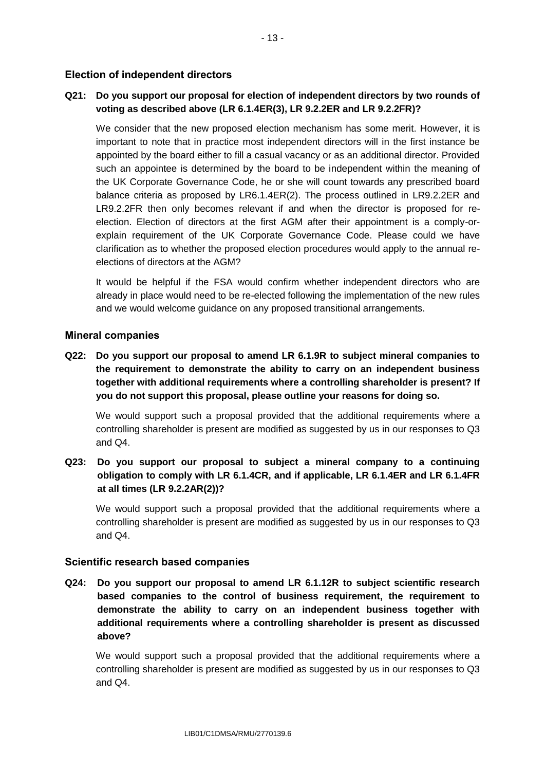## Election of independent directors

**Q21: Do you support our proposal for election of independent directors by two rounds of voting as described above (LR 6.1.4ER(3), LR 9.2.2ER and LR 9.2.2FR)?**

We consider that the new proposed election mechanism has some merit. However, it is important to note that in practice most independent directors will in the first instance be appointed by the board either to fill a casual vacancy or as an additional director. Provided such an appointee is determined by the board to be independent within the meaning of the UK Corporate Governance Code, he or she will count towards any prescribed board balance criteria as proposed by LR6.1.4ER(2). The process outlined in LR9.2.2ER and LR9.2.2FR then only becomes relevant if and when the director is proposed for re-election. Election of directors at the first AGM after their appointment is a comply-or-explain requirement of the UK Corporate Governance Code. Please could we have clarification as to whether the proposed election procedures would apply to the annual re-elections of directors at the AGM?

It would be helpful if the FSA would confirm whether independent directors who are already in place would need to be re-elected following the implementation of the new rules and we would welcome guidance on any proposed transitional arrangements.

## Mineral companies

**Q22: Do you support our proposal to amend LR 6.1.9R to subject mineral companies to the requirement to demonstrate the ability to carry on an independent business together with additional requirements where a controlling shareholder is present? If you do not support this proposal, please outline your reasons for doing so.**

We would support such a proposal provided that the additional requirements where a controlling shareholder is present are modified as suggested by us in our responses to Q3 and Q4.

**Q23: Do you support our proposal to subject a mineral company to a continuing obligation to comply with LR 6.1.4CR, and if applicable, LR 6.1.4ER and LR 6.1.4FR at all times (LR 9.2.2AR(2))?**

We would support such a proposal provided that the additional requirements where a controlling shareholder is present are modified as suggested by us in our responses to Q3 and Q4.

## Scientific research based companies

**Q24: Do you support our proposal to amend LR 6.1.12R to subject scientific research based companies to the control of business requirement, the requirement to demonstrate the ability to carry on an independent business together with additional requirements where a controlling shareholder is present as discussed above?**

We would support such a proposal provided that the additional requirements where a controlling shareholder is present are modified as suggested by us in our responses to Q3 and Q4.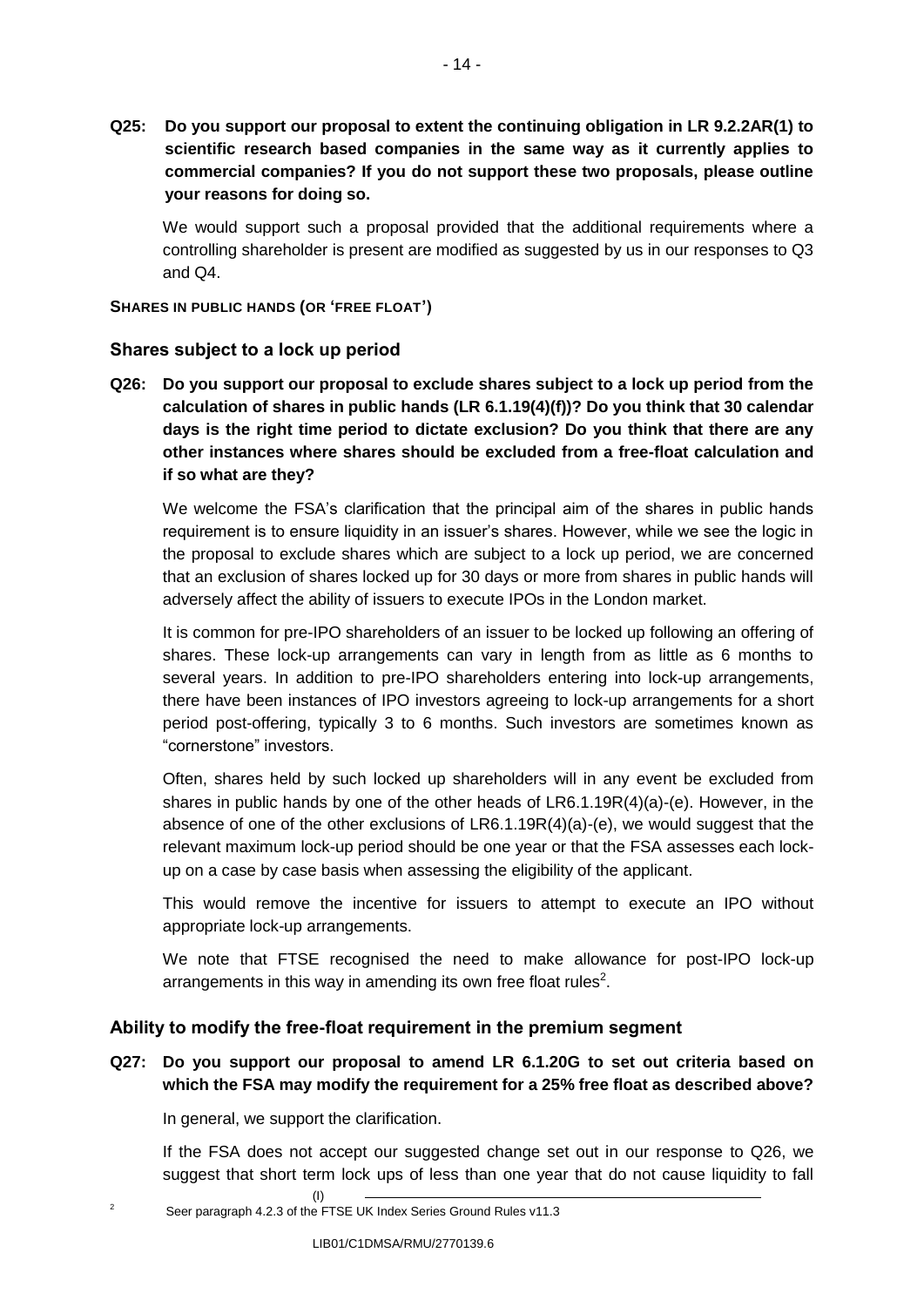**Q25: Do you support our proposal to extent the continuing obligation in LR 9.2.2AR(1) to scientific research based companies in the same way as it currently applies to commercial companies? If you do not support these two proposals, please outline your reasons for doing so.**

We would support such a proposal provided that the additional requirements where a controlling shareholder is present are modified as suggested by us in our responses to Q3 and Q4.

**SHARES IN PUBLIC HANDS (OR 'FREE FLOAT')**

### Shares subject to a lock up period

**Q26: Do you support our proposal to exclude shares subject to a lock up period from the calculation of shares in public hands (LR 6.1.19(4)(f))? Do you think that 30 calendar days is the right time period to dictate exclusion? Do you think that there are any other instances where shares should be excluded from a free-float calculation and if so what are they?**

We welcome the FSA's clarification that the principal aim of the shares in public hands requirement is to ensure liquidity in an issuer's shares. However, while we see the logic in the proposal to exclude shares which are subject to a lock up period, we are concerned that an exclusion of shares locked up for 30 days or more from shares in public hands will adversely affect the ability of issuers to execute IPOs in the London market.

It is common for pre-IPO shareholders of an issuer to be locked up following an offering of shares. These lock-up arrangements can vary in length from as little as 6 months to several years. In addition to pre-IPO shareholders entering into lock-up arrangements, there have been instances of IPO investors agreeing to lock-up arrangements for a short period post-offering, typically 3 to 6 months. Such investors are sometimes known as "cornerstone" investors.

Often, shares held by such locked up shareholders will in any event be excluded from shares in public hands by one of the other heads of LR6.1.19R(4)(a)-(e). However, in the absence of one of the other exclusions of LR6.1.19R(4)(a)-(e), we would suggest that the relevant maximum lock-up period should be one year or that the FSA assesses each lock-up on a case by case basis when assessing the eligibility of the applicant.

This would remove the incentive for issuers to attempt to execute an IPO without appropriate lock-up arrangements.

We note that FTSE recognised the need to make allowance for post-IPO lock-up arrangements in this way in amending its own free float rules[2].

### Ability to modify the free-float requirement in the premium segment

**Q27: Do you support our proposal to amend LR 6.1.20G to set out criteria based on which the FSA may modify the requirement for a 25% free float as described above?**

In general, we support the clarification.

If the FSA does not accept our suggested change set out in our response to Q26, we suggest that short term lock ups of less than one year that do not cause liquidity to fall

(I)

[2] Seer paragraph 4.2.3 of the FTSE UK Index Series Ground Rules v11.3

LIB01/C1DMSA/RMU/2770139.6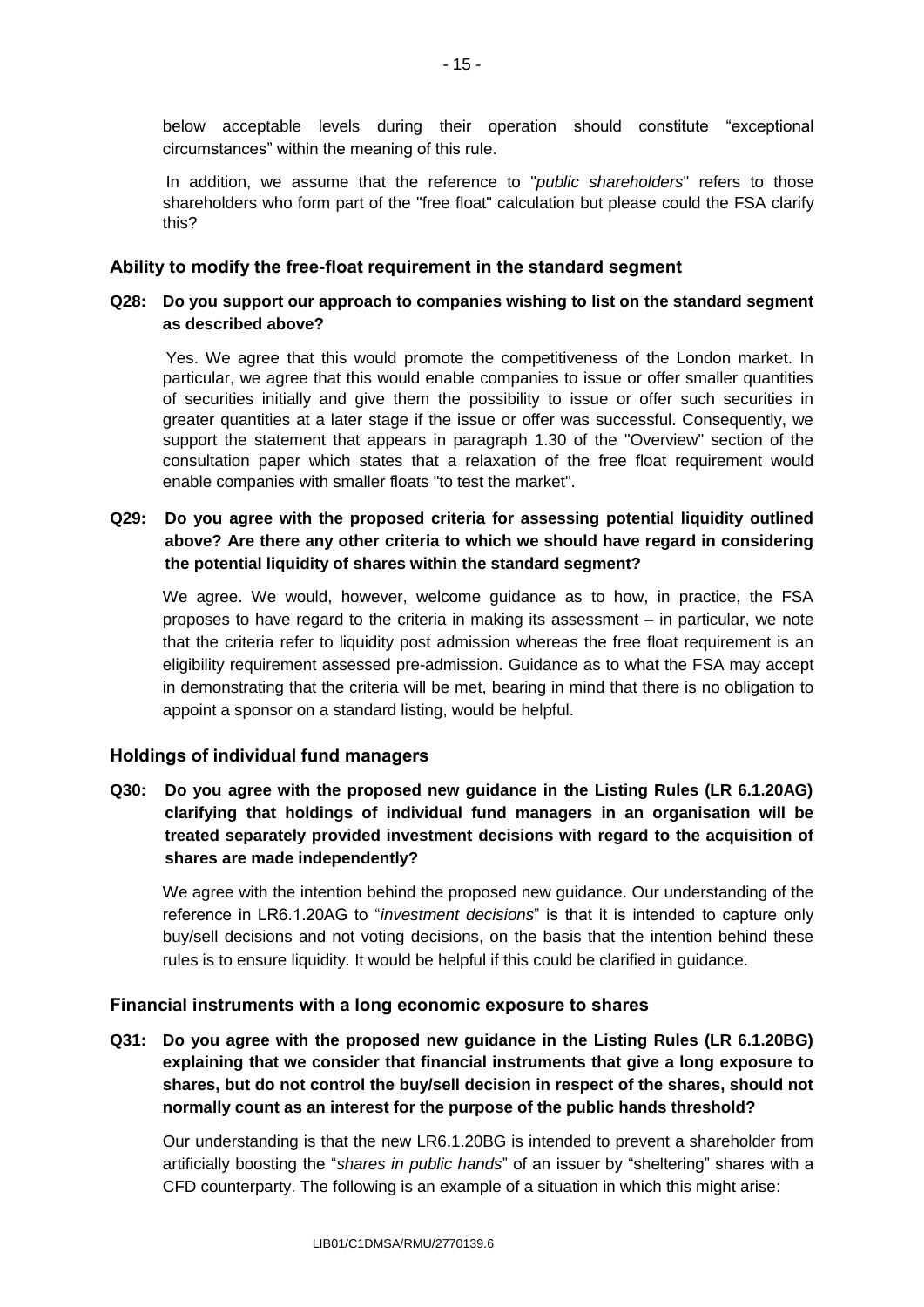below acceptable levels during their operation should constitute "exceptional circumstances" within the meaning of this rule.

In addition, we assume that the reference to "*public shareholders*" refers to those shareholders who form part of the "free float" calculation but please could the FSA clarify this?

### Ability to modify the free-float requirement in the standard segment

**Q28: Do you support our approach to companies wishing to list on the standard segment as described above?**

Yes. We agree that this would promote the competitiveness of the London market. In particular, we agree that this would enable companies to issue or offer smaller quantities of securities initially and give them the possibility to issue or offer such securities in greater quantities at a later stage if the issue or offer was successful. Consequently, we support the statement that appears in paragraph 1.30 of the "Overview" section of the consultation paper which states that a relaxation of the free float requirement would enable companies with smaller floats "to test the market".

**Q29: Do you agree with the proposed criteria for assessing potential liquidity outlined above? Are there any other criteria to which we should have regard in considering the potential liquidity of shares within the standard segment?**

We agree. We would, however, welcome guidance as to how, in practice, the FSA proposes to have regard to the criteria in making its assessment – in particular, we note that the criteria refer to liquidity post admission whereas the free float requirement is an eligibility requirement assessed pre-admission. Guidance as to what the FSA may accept in demonstrating that the criteria will be met, bearing in mind that there is no obligation to appoint a sponsor on a standard listing, would be helpful.

### Holdings of individual fund managers

**Q30: Do you agree with the proposed new guidance in the Listing Rules (LR 6.1.20AG) clarifying that holdings of individual fund managers in an organisation will be treated separately provided investment decisions with regard to the acquisition of shares are made independently?**

We agree with the intention behind the proposed new guidance. Our understanding of the reference in LR6.1.20AG to "*investment decisions*" is that it is intended to capture only buy/sell decisions and not voting decisions, on the basis that the intention behind these rules is to ensure liquidity. It would be helpful if this could be clarified in guidance.

### Financial instruments with a long economic exposure to shares

**Q31: Do you agree with the proposed new guidance in the Listing Rules (LR 6.1.20BG) explaining that we consider that financial instruments that give a long exposure to shares, but do not control the buy/sell decision in respect of the shares, should not normally count as an interest for the purpose of the public hands threshold?**

Our understanding is that the new LR6.1.20BG is intended to prevent a shareholder from artificially boosting the "*shares in public hands*" of an issuer by "sheltering" shares with a CFD counterparty. The following is an example of a situation in which this might arise: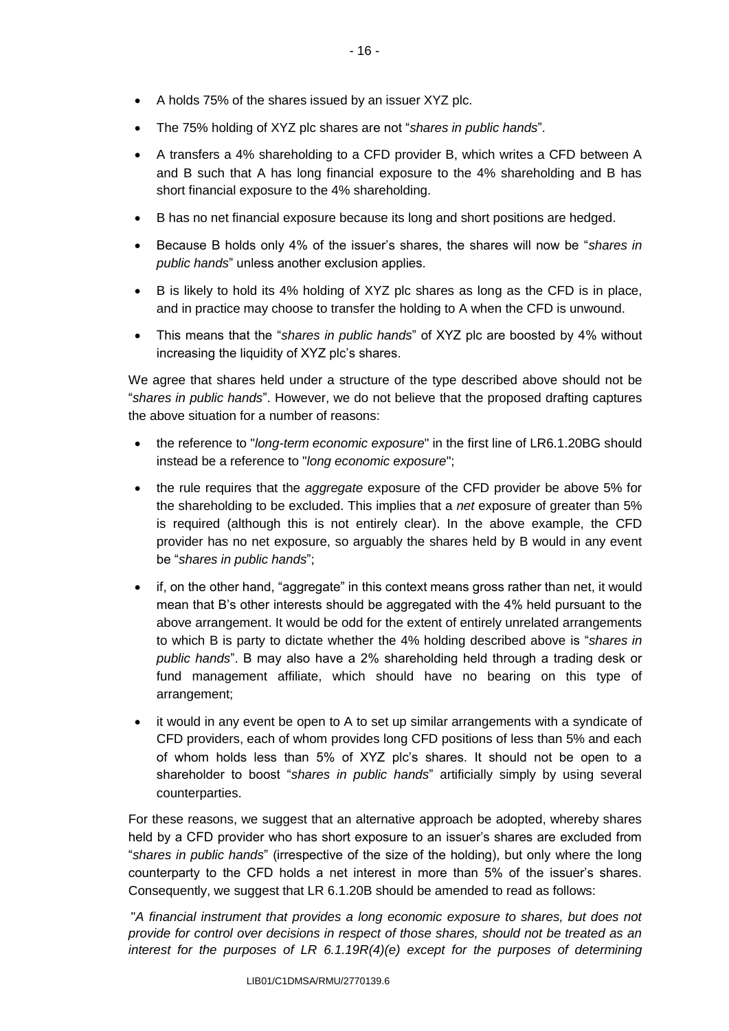- A holds 75% of the shares issued by an issuer XYZ plc.
- The 75% holding of XYZ plc shares are not "*shares in public hands*".
- A transfers a 4% shareholding to a CFD provider B, which writes a CFD between A and B such that A has long financial exposure to the 4% shareholding and B has short financial exposure to the 4% shareholding.
- B has no net financial exposure because its long and short positions are hedged.
- Because B holds only 4% of the issuer's shares, the shares will now be "*shares in public hands*" unless another exclusion applies.
- B is likely to hold its 4% holding of XYZ plc shares as long as the CFD is in place, and in practice may choose to transfer the holding to A when the CFD is unwound.
- This means that the "*shares in public hands*" of XYZ plc are boosted by 4% without increasing the liquidity of XYZ plc's shares.

We agree that shares held under a structure of the type described above should not be "*shares in public hands*". However, we do not believe that the proposed drafting captures the above situation for a number of reasons:

- the reference to "*long-term economic exposure*" in the first line of LR6.1.20BG should instead be a reference to "*long economic exposure*";
- the rule requires that the *aggregate* exposure of the CFD provider be above 5% for the shareholding to be excluded. This implies that a *net* exposure of greater than 5% is required (although this is not entirely clear). In the above example, the CFD provider has no net exposure, so arguably the shares held by B would in any event be "*shares in public hands*";
- if, on the other hand, "aggregate" in this context means gross rather than net, it would mean that B's other interests should be aggregated with the 4% held pursuant to the above arrangement. It would be odd for the extent of entirely unrelated arrangements to which B is party to dictate whether the 4% holding described above is "*shares in public hands*". B may also have a 2% shareholding held through a trading desk or fund management affiliate, which should have no bearing on this type of arrangement;
- it would in any event be open to A to set up similar arrangements with a syndicate of CFD providers, each of whom provides long CFD positions of less than 5% and each of whom holds less than 5% of XYZ plc's shares. It should not be open to a shareholder to boost "*shares in public hands*" artificially simply by using several counterparties.

For these reasons, we suggest that an alternative approach be adopted, whereby shares held by a CFD provider who has short exposure to an issuer's shares are excluded from "*shares in public hands*" (irrespective of the size of the holding), but only where the long counterparty to the CFD holds a net interest in more than 5% of the issuer's shares. Consequently, we suggest that LR 6.1.20B should be amended to read as follows:

"*A financial instrument that provides a long economic exposure to shares, but does not provide for control over decisions in respect of those shares, should not be treated as an interest for the purposes of LR 6.1.19R(4)(e) except for the purposes of determining*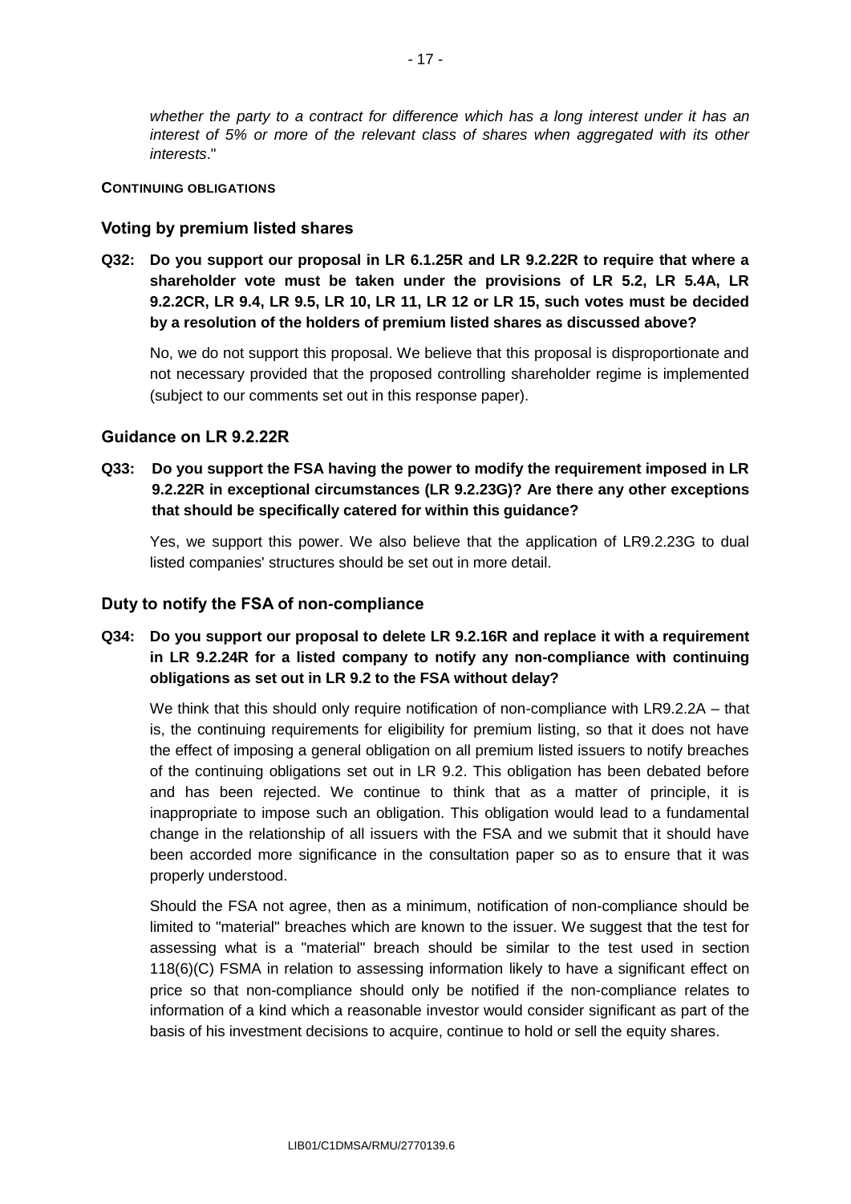*whether the party to a contract for difference which has a long interest under it has an interest of 5% or more of the relevant class of shares when aggregated with its other interests*."

**CONTINUING OBLIGATIONS**

### Voting by premium listed shares

**Q32: Do you support our proposal in LR 6.1.25R and LR 9.2.22R to require that where a shareholder vote must be taken under the provisions of LR 5.2, LR 5.4A, LR 9.2.2CR, LR 9.4, LR 9.5, LR 10, LR 11, LR 12 or LR 15, such votes must be decided by a resolution of the holders of premium listed shares as discussed above?**

No, we do not support this proposal. We believe that this proposal is disproportionate and not necessary provided that the proposed controlling shareholder regime is implemented (subject to our comments set out in this response paper).

### Guidance on LR 9.2.22R

**Q33: Do you support the FSA having the power to modify the requirement imposed in LR 9.2.22R in exceptional circumstances (LR 9.2.23G)? Are there any other exceptions that should be specifically catered for within this guidance?**

Yes, we support this power. We also believe that the application of LR9.2.23G to dual listed companies' structures should be set out in more detail.

### Duty to notify the FSA of non-compliance

**Q34: Do you support our proposal to delete LR 9.2.16R and replace it with a requirement in LR 9.2.24R for a listed company to notify any non-compliance with continuing obligations as set out in LR 9.2 to the FSA without delay?**

We think that this should only require notification of non-compliance with LR9.2.2A – that is, the continuing requirements for eligibility for premium listing, so that it does not have the effect of imposing a general obligation on all premium listed issuers to notify breaches of the continuing obligations set out in LR 9.2. This obligation has been debated before and has been rejected. We continue to think that as a matter of principle, it is inappropriate to impose such an obligation. This obligation would lead to a fundamental change in the relationship of all issuers with the FSA and we submit that it should have been accorded more significance in the consultation paper so as to ensure that it was properly understood.

Should the FSA not agree, then as a minimum, notification of non-compliance should be limited to "material" breaches which are known to the issuer. We suggest that the test for assessing what is a "material" breach should be similar to the test used in section 118(6)(C) FSMA in relation to assessing information likely to have a significant effect on price so that non-compliance should only be notified if the non-compliance relates to information of a kind which a reasonable investor would consider significant as part of the basis of his investment decisions to acquire, continue to hold or sell the equity shares.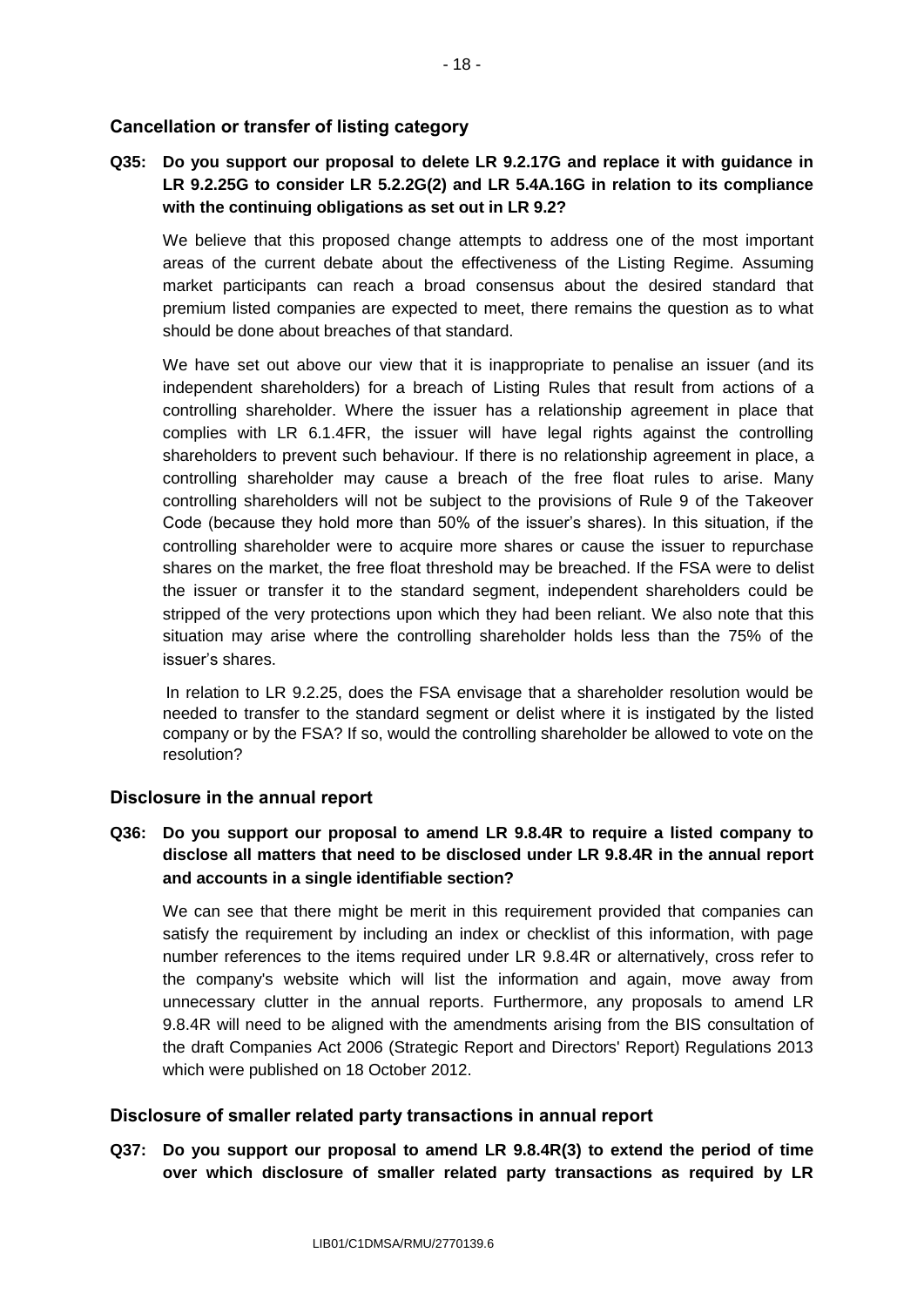## Cancellation or transfer of listing category

**Q35: Do you support our proposal to delete LR 9.2.17G and replace it with guidance in LR 9.2.25G to consider LR 5.2.2G(2) and LR 5.4A.16G in relation to its compliance with the continuing obligations as set out in LR 9.2?**

We believe that this proposed change attempts to address one of the most important areas of the current debate about the effectiveness of the Listing Regime. Assuming market participants can reach a broad consensus about the desired standard that premium listed companies are expected to meet, there remains the question as to what should be done about breaches of that standard.

We have set out above our view that it is inappropriate to penalise an issuer (and its independent shareholders) for a breach of Listing Rules that result from actions of a controlling shareholder. Where the issuer has a relationship agreement in place that complies with LR 6.1.4FR, the issuer will have legal rights against the controlling shareholders to prevent such behaviour. If there is no relationship agreement in place, a controlling shareholder may cause a breach of the free float rules to arise. Many controlling shareholders will not be subject to the provisions of Rule 9 of the Takeover Code (because they hold more than 50% of the issuer's shares). In this situation, if the controlling shareholder were to acquire more shares or cause the issuer to repurchase shares on the market, the free float threshold may be breached. If the FSA were to delist the issuer or transfer it to the standard segment, independent shareholders could be stripped of the very protections upon which they had been reliant. We also note that this situation may arise where the controlling shareholder holds less than the 75% of the issuer's shares.

In relation to LR 9.2.25, does the FSA envisage that a shareholder resolution would be needed to transfer to the standard segment or delist where it is instigated by the listed company or by the FSA? If so, would the controlling shareholder be allowed to vote on the resolution?

## Disclosure in the annual report

**Q36: Do you support our proposal to amend LR 9.8.4R to require a listed company to disclose all matters that need to be disclosed under LR 9.8.4R in the annual report and accounts in a single identifiable section?**

We can see that there might be merit in this requirement provided that companies can satisfy the requirement by including an index or checklist of this information, with page number references to the items required under LR 9.8.4R or alternatively, cross refer to the company's website which will list the information and again, move away from unnecessary clutter in the annual reports. Furthermore, any proposals to amend LR 9.8.4R will need to be aligned with the amendments arising from the BIS consultation of the draft Companies Act 2006 (Strategic Report and Directors' Report) Regulations 2013 which were published on 18 October 2012.

## Disclosure of smaller related party transactions in annual report

**Q37: Do you support our proposal to amend LR 9.8.4R(3) to extend the period of time over which disclosure of smaller related party transactions as required by LR**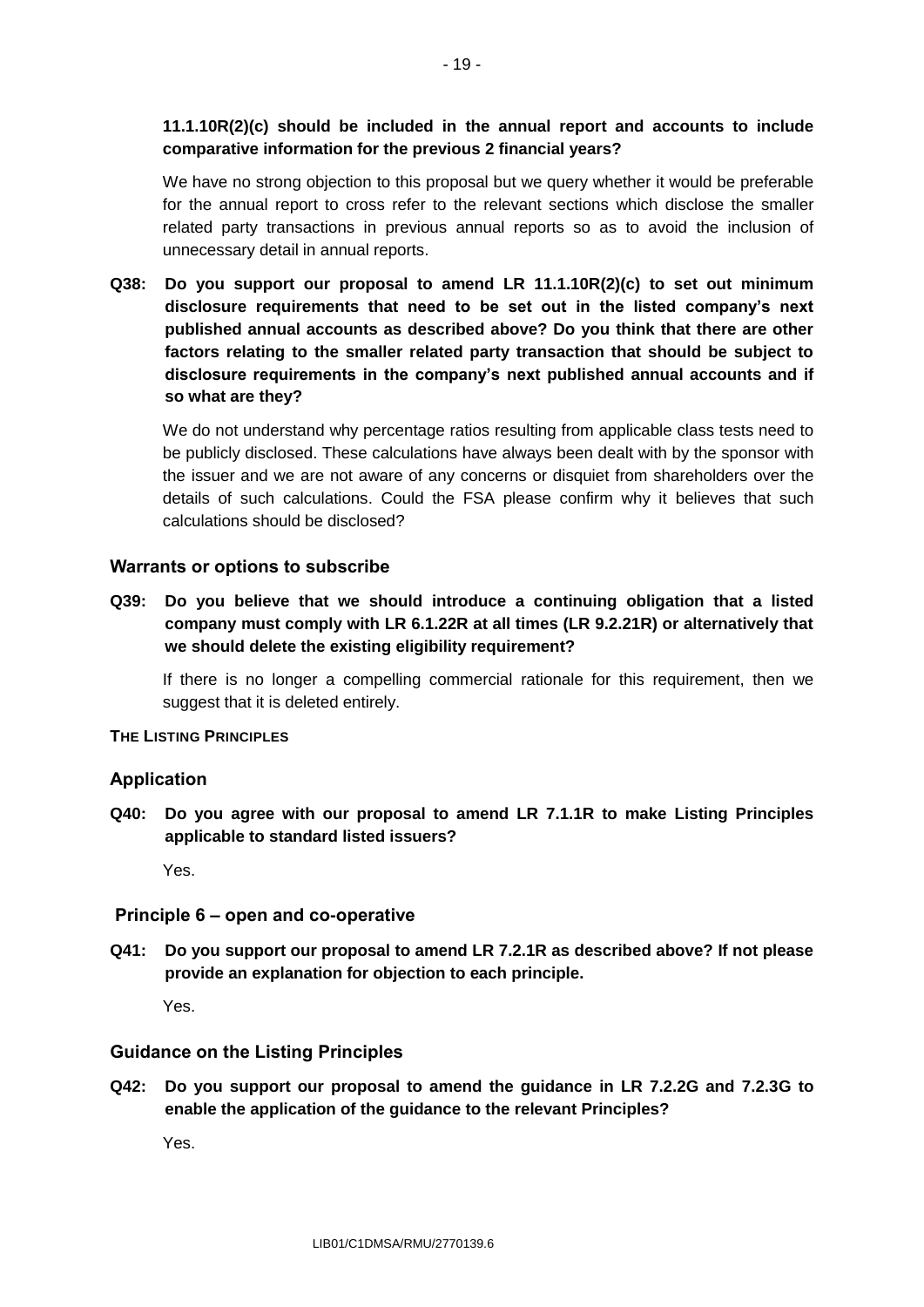**11.1.10R(2)(c) should be included in the annual report and accounts to include comparative information for the previous 2 financial years?**

We have no strong objection to this proposal but we query whether it would be preferable for the annual report to cross refer to the relevant sections which disclose the smaller related party transactions in previous annual reports so as to avoid the inclusion of unnecessary detail in annual reports.

**Q38: Do you support our proposal to amend LR 11.1.10R(2)(c) to set out minimum disclosure requirements that need to be set out in the listed company's next published annual accounts as described above? Do you think that there are other factors relating to the smaller related party transaction that should be subject to disclosure requirements in the company's next published annual accounts and if so what are they?**

We do not understand why percentage ratios resulting from applicable class tests need to be publicly disclosed. These calculations have always been dealt with by the sponsor with the issuer and we are not aware of any concerns or disquiet from shareholders over the details of such calculations. Could the FSA please confirm why it believes that such calculations should be disclosed?

### Warrants or options to subscribe

**Q39: Do you believe that we should introduce a continuing obligation that a listed company must comply with LR 6.1.22R at all times (LR 9.2.21R) or alternatively that we should delete the existing eligibility requirement?**

If there is no longer a compelling commercial rationale for this requirement, then we suggest that it is deleted entirely.

## THE LISTING PRINCIPLES

### Application

**Q40: Do you agree with our proposal to amend LR 7.1.1R to make Listing Principles applicable to standard listed issuers?**

Yes.

### Principle 6 – open and co-operative

**Q41: Do you support our proposal to amend LR 7.2.1R as described above? If not please provide an explanation for objection to each principle.**

Yes.

### Guidance on the Listing Principles

**Q42: Do you support our proposal to amend the guidance in LR 7.2.2G and 7.2.3G to enable the application of the guidance to the relevant Principles?**

Yes.

LIB01/C1DMSA/RMU/2770139.6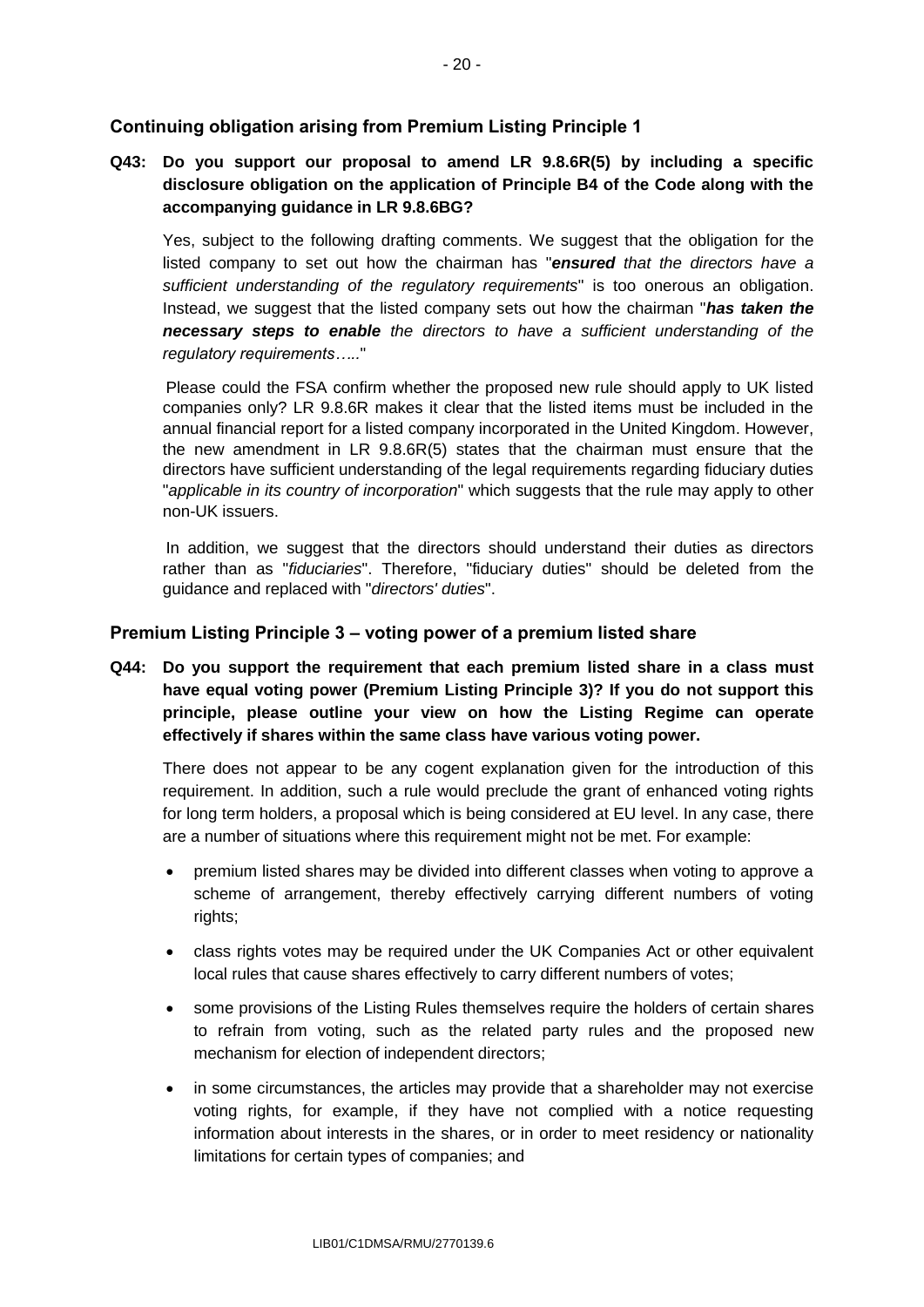## Continuing obligation arising from Premium Listing Principle 1

**Q43: Do you support our proposal to amend LR 9.8.6R(5) by including a specific disclosure obligation on the application of Principle B4 of the Code along with the accompanying guidance in LR 9.8.6BG?**

Yes, subject to the following drafting comments. We suggest that the obligation for the listed company to set out how the chairman has "***ensured*** *that the directors have a sufficient understanding of the regulatory requirements*" is too onerous an obligation. Instead, we suggest that the listed company sets out how the chairman "***has taken the necessary steps to enable*** *the directors to have a sufficient understanding of the regulatory requirements…..*"

Please could the FSA confirm whether the proposed new rule should apply to UK listed companies only? LR 9.8.6R makes it clear that the listed items must be included in the annual financial report for a listed company incorporated in the United Kingdom. However, the new amendment in LR 9.8.6R(5) states that the chairman must ensure that the directors have sufficient understanding of the legal requirements regarding fiduciary duties "*applicable in its country of incorporation*" which suggests that the rule may apply to other non-UK issuers.

In addition, we suggest that the directors should understand their duties as directors rather than as "*fiduciaries*". Therefore, "fiduciary duties" should be deleted from the guidance and replaced with "*directors' duties*".

## Premium Listing Principle 3 – voting power of a premium listed share

**Q44: Do you support the requirement that each premium listed share in a class must have equal voting power (Premium Listing Principle 3)? If you do not support this principle, please outline your view on how the Listing Regime can operate effectively if shares within the same class have various voting power.**

There does not appear to be any cogent explanation given for the introduction of this requirement. In addition, such a rule would preclude the grant of enhanced voting rights for long term holders, a proposal which is being considered at EU level. In any case, there are a number of situations where this requirement might not be met. For example:

- premium listed shares may be divided into different classes when voting to approve a scheme of arrangement, thereby effectively carrying different numbers of voting rights;
- class rights votes may be required under the UK Companies Act or other equivalent local rules that cause shares effectively to carry different numbers of votes;
- some provisions of the Listing Rules themselves require the holders of certain shares to refrain from voting, such as the related party rules and the proposed new mechanism for election of independent directors;
- in some circumstances, the articles may provide that a shareholder may not exercise voting rights, for example, if they have not complied with a notice requesting information about interests in the shares, or in order to meet residency or nationality limitations for certain types of companies; and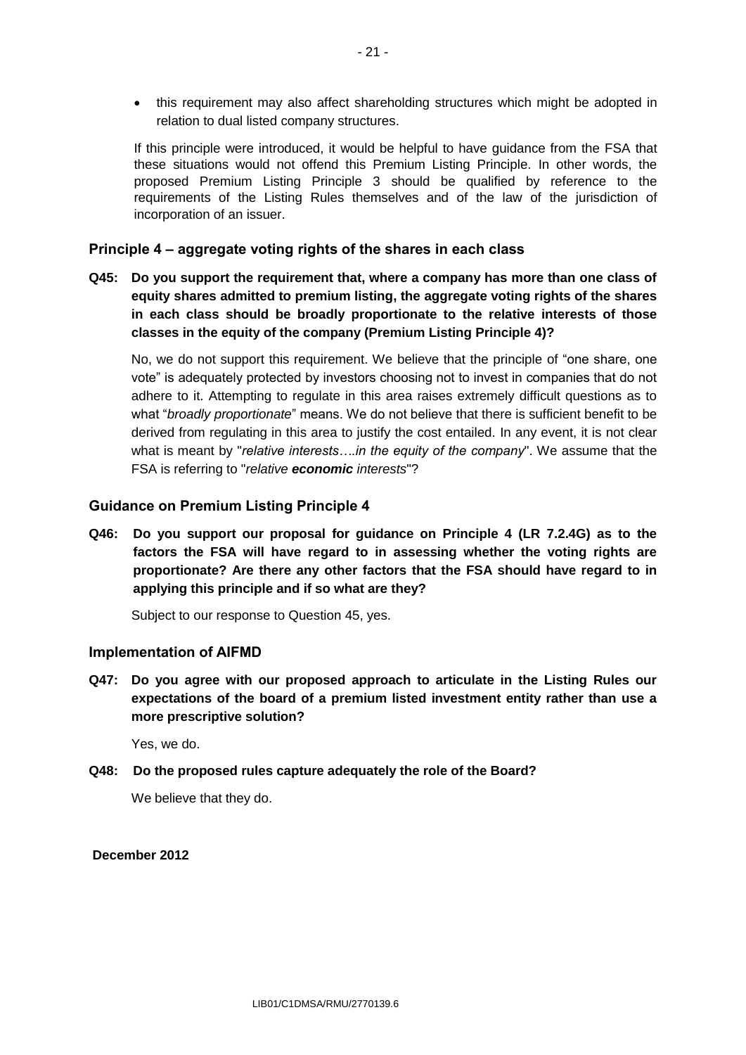- this requirement may also affect shareholding structures which might be adopted in relation to dual listed company structures.

If this principle were introduced, it would be helpful to have guidance from the FSA that these situations would not offend this Premium Listing Principle. In other words, the proposed Premium Listing Principle 3 should be qualified by reference to the requirements of the Listing Rules themselves and of the law of the jurisdiction of incorporation of an issuer.

### Principle 4 – aggregate voting rights of the shares in each class

**Q45: Do you support the requirement that, where a company has more than one class of equity shares admitted to premium listing, the aggregate voting rights of the shares in each class should be broadly proportionate to the relative interests of those classes in the equity of the company (Premium Listing Principle 4)?**

No, we do not support this requirement. We believe that the principle of "one share, one vote" is adequately protected by investors choosing not to invest in companies that do not adhere to it. Attempting to regulate in this area raises extremely difficult questions as to what "*broadly proportionate*" means. We do not believe that there is sufficient benefit to be derived from regulating in this area to justify the cost entailed. In any event, it is not clear what is meant by "*relative interests….in the equity of the company*". We assume that the FSA is referring to "*relative **economic** interests*"?

### Guidance on Premium Listing Principle 4

**Q46: Do you support our proposal for guidance on Principle 4 (LR 7.2.4G) as to the factors the FSA will have regard to in assessing whether the voting rights are proportionate? Are there any other factors that the FSA should have regard to in applying this principle and if so what are they?**

Subject to our response to Question 45, yes.

### Implementation of AIFMD

**Q47: Do you agree with our proposed approach to articulate in the Listing Rules our expectations of the board of a premium listed investment entity rather than use a more prescriptive solution?**

Yes, we do.

**Q48: Do the proposed rules capture adequately the role of the Board?**

We believe that they do.

**December 2012**

LIB01/C1DMSA/RMU/2770139.6